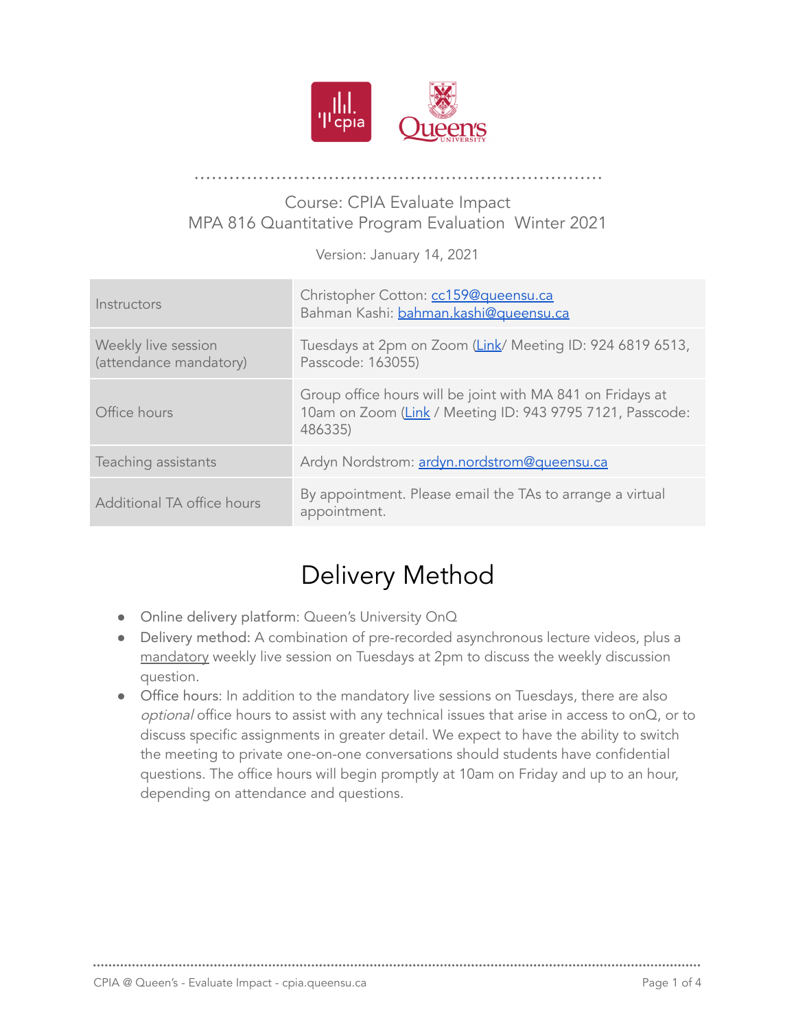Course: CPIA Evaluate Impact
MPA 816 Quantitative Program Evaluation  Winter 2021

Version: January 14, 2021

| | |
|---|---|
| Instructors | Christopher Cotton: cc159@queensu.ca<br>Bahman Kashi: bahman.kashi@queensu.ca |
| Weekly live session (attendance mandatory) | Tuesdays at 2pm on Zoom (Link/ Meeting ID: 924 6819 6513, Passcode: 163055) |
| Office hours | Group office hours will be joint with MA 841 on Fridays at 10am on Zoom (Link / Meeting ID: 943 9795 7121, Passcode: 486335) |
| Teaching assistants | Ardyn Nordstrom: ardyn.nordstrom@queensu.ca |
| Additional TA office hours | By appointment. Please email the TAs to arrange a virtual appointment. |

# Delivery Method

- Online delivery platform: Queen's University OnQ
- Delivery method: A combination of pre-recorded asynchronous lecture videos, plus a mandatory weekly live session on Tuesdays at 2pm to discuss the weekly discussion question.
- Office hours: In addition to the mandatory live sessions on Tuesdays, there are also *optional* office hours to assist with any technical issues that arise in access to onQ, or to discuss specific assignments in greater detail. We expect to have the ability to switch the meeting to private one-on-one conversations should students have confidential questions. The office hours will begin promptly at 10am on Friday and up to an hour, depending on attendance and questions.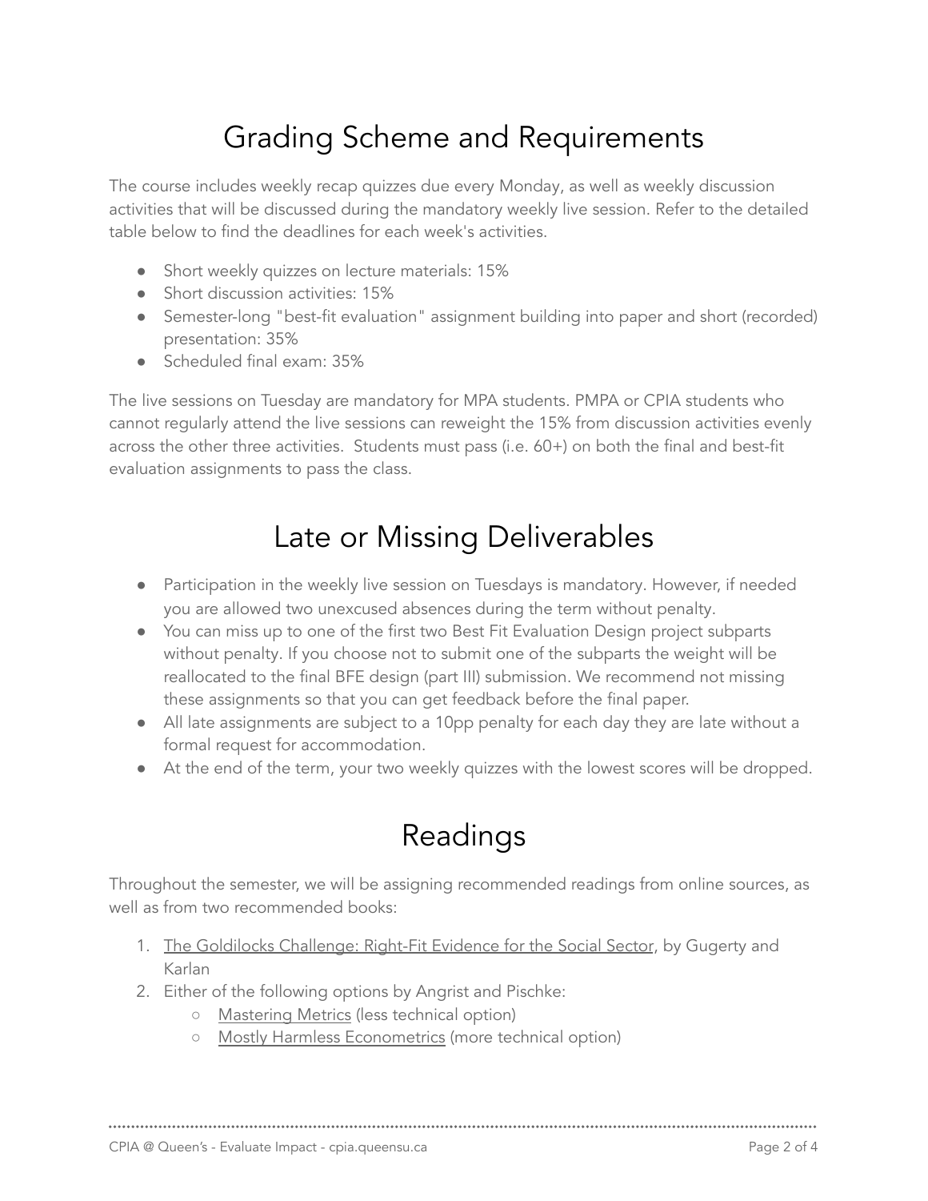# Grading Scheme and Requirements

The course includes weekly recap quizzes due every Monday, as well as weekly discussion activities that will be discussed during the mandatory weekly live session. Refer to the detailed table below to find the deadlines for each week's activities.

- Short weekly quizzes on lecture materials: 15%
- Short discussion activities: 15%
- Semester-long "best-fit evaluation" assignment building into paper and short (recorded) presentation: 35%
- Scheduled final exam: 35%

The live sessions on Tuesday are mandatory for MPA students. PMPA or CPIA students who cannot regularly attend the live sessions can reweight the 15% from discussion activities evenly across the other three activities. Students must pass (i.e. 60+) on both the final and best-fit evaluation assignments to pass the class.

# Late or Missing Deliverables

- Participation in the weekly live session on Tuesdays is mandatory. However, if needed you are allowed two unexcused absences during the term without penalty.
- You can miss up to one of the first two Best Fit Evaluation Design project subparts without penalty. If you choose not to submit one of the subparts the weight will be reallocated to the final BFE design (part III) submission. We recommend not missing these assignments so that you can get feedback before the final paper.
- All late assignments are subject to a 10pp penalty for each day they are late without a formal request for accommodation.
- At the end of the term, your two weekly quizzes with the lowest scores will be dropped.

# Readings

Throughout the semester, we will be assigning recommended readings from online sources, as well as from two recommended books:

1. The Goldilocks Challenge: Right-Fit Evidence for the Social Sector, by Gugerty and Karlan
2. Either of the following options by Angrist and Pischke:
   - Mastering Metrics (less technical option)
   - Mostly Harmless Econometrics (more technical option)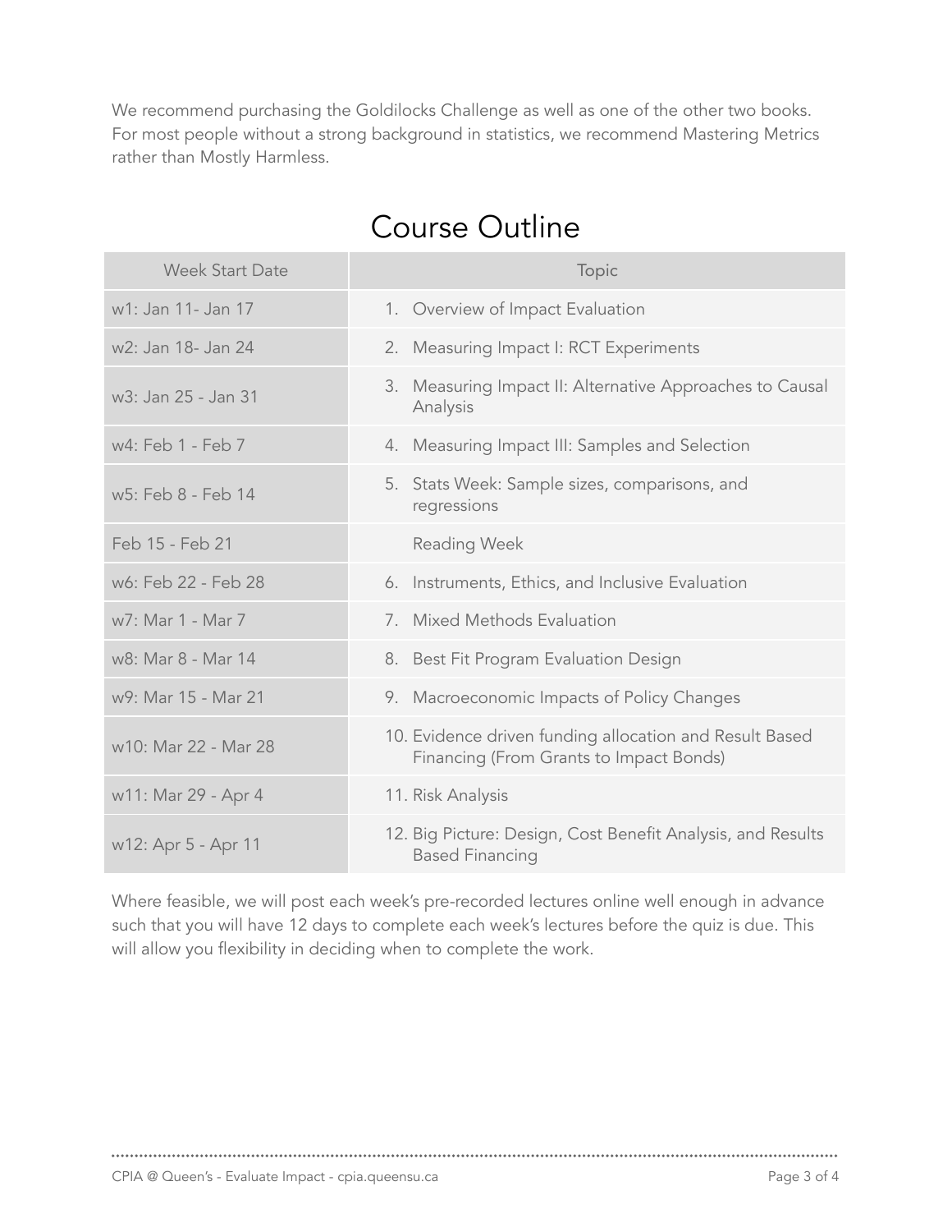We recommend purchasing the Goldilocks Challenge as well as one of the other two books. For most people without a strong background in statistics, we recommend Mastering Metrics rather than Mostly Harmless.

# Course Outline

| Week Start Date | Topic |
| --- | --- |
| w1: Jan 11- Jan 17 | 1. Overview of Impact Evaluation |
| w2: Jan 18- Jan 24 | 2. Measuring Impact I: RCT Experiments |
| w3: Jan 25 - Jan 31 | 3. Measuring Impact II: Alternative Approaches to Causal Analysis |
| w4: Feb 1 - Feb 7 | 4. Measuring Impact III: Samples and Selection |
| w5: Feb 8 - Feb 14 | 5. Stats Week: Sample sizes, comparisons, and regressions |
| Feb 15 - Feb 21 | Reading Week |
| w6: Feb 22 - Feb 28 | 6. Instruments, Ethics, and Inclusive Evaluation |
| w7: Mar 1 - Mar 7 | 7. Mixed Methods Evaluation |
| w8: Mar 8 - Mar 14 | 8. Best Fit Program Evaluation Design |
| w9: Mar 15 - Mar 21 | 9. Macroeconomic Impacts of Policy Changes |
| w10: Mar 22 - Mar 28 | 10. Evidence driven funding allocation and Result Based Financing (From Grants to Impact Bonds) |
| w11: Mar 29 - Apr 4 | 11. Risk Analysis |
| w12: Apr 5 - Apr 11 | 12. Big Picture: Design, Cost Benefit Analysis, and Results Based Financing |

Where feasible, we will post each week's pre-recorded lectures online well enough in advance such that you will have 12 days to complete each week's lectures before the quiz is due. This will allow you flexibility in deciding when to complete the work.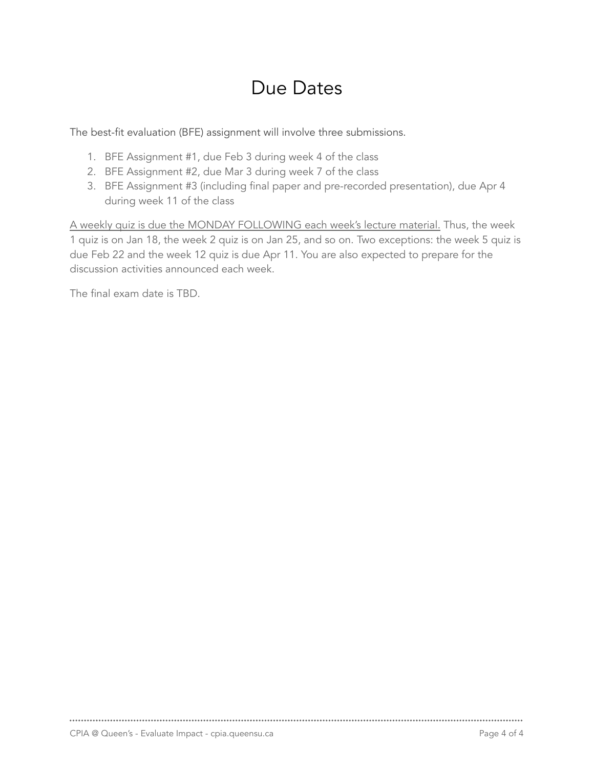# Due Dates

The best-fit evaluation (BFE) assignment will involve three submissions.

1. BFE Assignment #1, due Feb 3 during week 4 of the class
2. BFE Assignment #2, due Mar 3 during week 7 of the class
3. BFE Assignment #3 (including final paper and pre-recorded presentation), due Apr 4 during week 11 of the class

<u>A weekly quiz is due the MONDAY FOLLOWING each week's lecture material.</u> Thus, the week 1 quiz is on Jan 18, the week 2 quiz is on Jan 25, and so on. Two exceptions: the week 5 quiz is due Feb 22 and the week 12 quiz is due Apr 11. You are also expected to prepare for the discussion activities announced each week.

The final exam date is TBD.